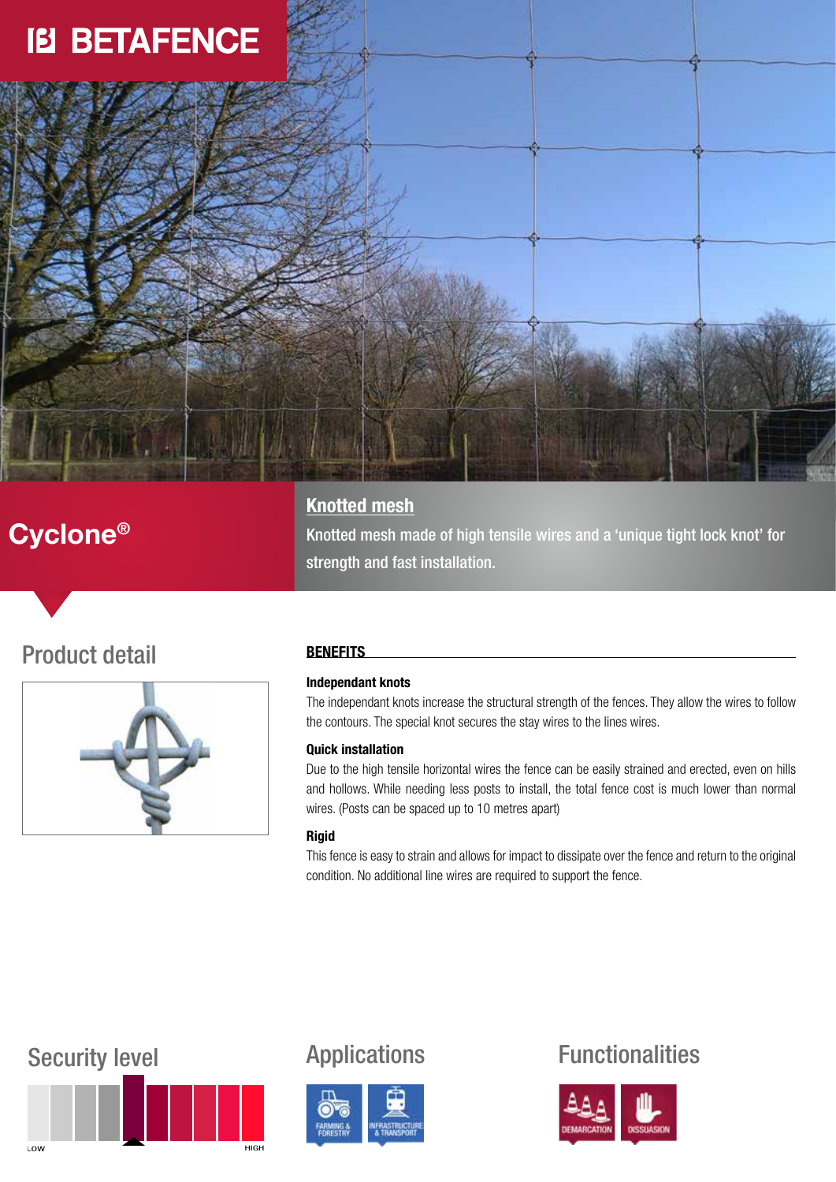# BETAFENCE

## Cyclone®

### Knotted mesh

Knotted mesh made of high tensile wires and a 'unique tight lock knot' for strength and fast installation.

## Product detail

### BENEFITS

**Independant knots**

The independant knots increase the structural strength of the fences. They allow the wires to follow the contours. The special knot secures the stay wires to the lines wires.

**Quick installation**

Due to the high tensile horizontal wires the fence can be easily strained and erected, even on hills and hollows. While needing less posts to install, the total fence cost is much lower than normal wires. (Posts can be spaced up to 10 metres apart)

**Rigid**

This fence is easy to strain and allows for impact to dissipate over the fence and return to the original condition. No additional line wires are required to support the fence.

## Security level

LOW — HIGH

## Applications

- FARMING & FORESTRY
- INFRASTRUCTURE & TRANSPORT

## Functionalities

- DEMARCATION
- DISSUASION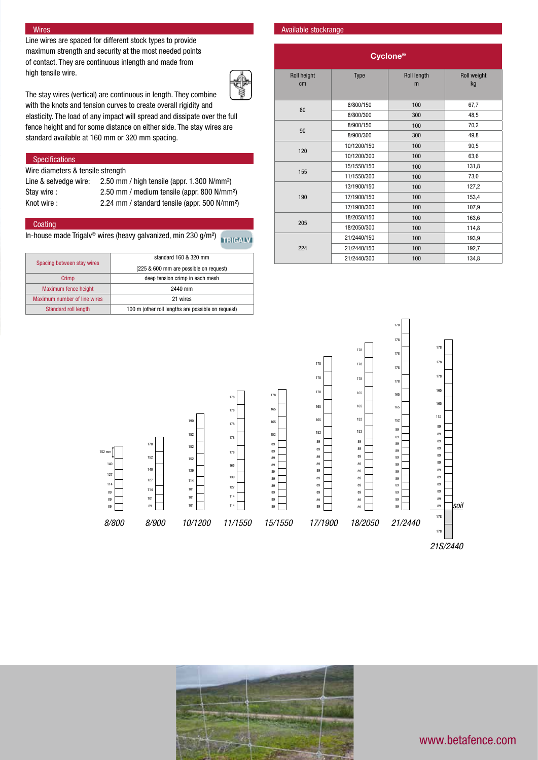## Wires

Line wires are spaced for different stock types to provide maximum strength and security at the most needed points of contact. They are continuous inlength and made from high tensile wire.

The stay wires (vertical) are continuous in length. They combine with the knots and tension curves to create overall rigidity and elasticity. The load of any impact will spread and dissipate over the full fence height and for some distance on either side. The stay wires are standard available at 160 mm or 320 mm spacing.

## Specifications

Wire diameters & tensile strength

Line & selvedge wire: 2.50 mm / high tensile (appr. 1.300 N/mm²)

Stay wire : 2.50 mm / medium tensile (appr. 800 N/mm²)

Knot wire : 2.24 mm / standard tensile (appr. 500 N/mm²)

## Coating

In-house made Trigalv® wires (heavy galvanized, min 230 g/m²)

| | |
|---|---|
| Spacing between stay wires | standard 160 & 320 mm (225 & 600 mm are possible on request) |
| Crimp | deep tension crimp in each mesh |
| Maximum fence height | 2440 mm |
| Maximum number of line wires | 21 wires |
| Standard roll length | 100 m (other roll lengths are possible on request) |

## Available stockrange

**Cyclone®**

| Roll height cm | Type | Roll length m | Roll weight kg |
|---|---|---|---|
| 80 | 8/800/150 | 100 | 67,7 |
| | 8/800/300 | 300 | 48,5 |
| 90 | 8/900/150 | 100 | 70,2 |
| | 8/900/300 | 300 | 49,8 |
| 120 | 10/1200/150 | 100 | 90,5 |
| | 10/1200/300 | 100 | 63,6 |
| 155 | 15/1550/150 | 100 | 131,8 |
| | 11/1550/300 | 100 | 73,0 |
| 190 | 13/1900/150 | 100 | 127,2 |
| | 17/1900/150 | 100 | 153,4 |
| | 17/1900/300 | 100 | 107,9 |
| 205 | 18/2050/150 | 100 | 163,6 |
| | 18/2050/300 | 100 | 114,8 |
| 224 | 21/2440/150 | 100 | 193,9 |
| | 21/2440/150 | 100 | 192,7 |
| | 21/2440/300 | 100 | 134,8 |

8/800: 152 mm, 140, 127, 114, 89, 89, 89

8/900: 178, 152, 140, 127, 114, 101, 89

10/1200: 190, 152, 152, 152, 139, 114, 101, 101, 101

11/1550: 178, 178, 178, 178, 178, 165, 139, 127, 114, 114

15/1550: 178, 165, 165, 152, 89, 89, 89, 89, 89, 89, 89, 89, 89

17/1900: 178, 178, 178, 165, 165, 152, 89, 89, 89, 89, 89, 89, 89, 89, 89, 89

18/2050: 178, 178, 178, 165, 165, 152, 152, 89, 89, 89, 89, 89, 89, 89, 89, 89, 89

21/2440: 178, 178, 178, 178, 178, 165, 165, 152, 89, 89, 89, 89, 89, 89, 89, 89, 89, 89, 89, 89

21S/2440: 178, 178, 178, 165, 165, 152, 89, 89, 89, 89, 89, 89, 89, 89, 89, 89, 89, soil, 178, 178

www.betafence.com